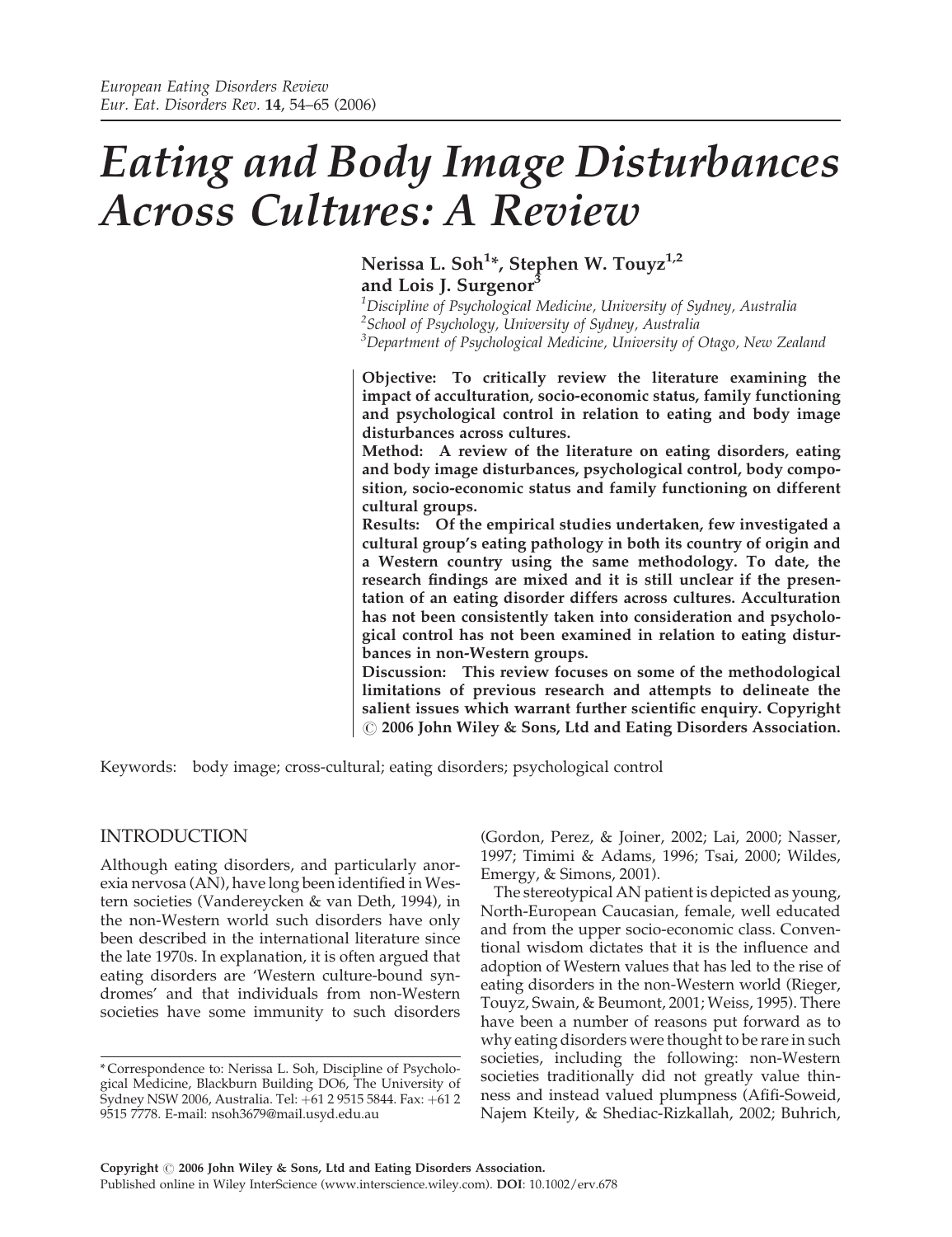# Eating and Body Image Disturbances Across Cultures: A Review

**Nerissa L. Soh[1]*, Stephen W. Touyz[1,2] and Lois J. Surgenor[3]**

[1] *Discipline of Psychological Medicine, University of Sydney, Australia*
[2] *School of Psychology, University of Sydney, Australia*
[3] *Department of Psychological Medicine, University of Otago, New Zealand*

**Objective: To critically review the literature examining the impact of acculturation, socio-economic status, family functioning and psychological control in relation to eating and body image disturbances across cultures.**

**Method: A review of the literature on eating disorders, eating and body image disturbances, psychological control, body composition, socio-economic status and family functioning on different cultural groups.**

**Results: Of the empirical studies undertaken, few investigated a cultural group's eating pathology in both its country of origin and a Western country using the same methodology. To date, the research findings are mixed and it is still unclear if the presentation of an eating disorder differs across cultures. Acculturation has not been consistently taken into consideration and psychological control has not been examined in relation to eating disturbances in non-Western groups.**

**Discussion: This review focuses on some of the methodological limitations of previous research and attempts to delineate the salient issues which warrant further scientific enquiry. Copyright © 2006 John Wiley & Sons, Ltd and Eating Disorders Association.**

Keywords: body image; cross-cultural; eating disorders; psychological control

## INTRODUCTION

Although eating disorders, and particularly anorexia nervosa (AN), have long been identified in Western societies (Vandereycken & van Deth, 1994), in the non-Western world such disorders have only been described in the international literature since the late 1970s. In explanation, it is often argued that eating disorders are 'Western culture-bound syndromes' and that individuals from non-Western societies have some immunity to such disorders (Gordon, Perez, & Joiner, 2002; Lai, 2000; Nasser, 1997; Timimi & Adams, 1996; Tsai, 2000; Wildes, Emergy, & Simons, 2001).

The stereotypical AN patient is depicted as young, North-European Caucasian, female, well educated and from the upper socio-economic class. Conventional wisdom dictates that it is the influence and adoption of Western values that has led to the rise of eating disorders in the non-Western world (Rieger, Touyz, Swain, & Beumont, 2001; Weiss, 1995). There have been a number of reasons put forward as to why eating disorders were thought to be rare in such societies, including the following: non-Western societies traditionally did not greatly value thinness and instead valued plumpness (Afifi-Soweid, Najem Kteily, & Shediac-Rizkallah, 2002; Buhrich,

*Correspondence to: Nerissa L. Soh, Discipline of Psychological Medicine, Blackburn Building DO6, The University of Sydney NSW 2006, Australia. Tel: +61 2 9515 5844. Fax: +61 2 9515 7778. E-mail: nsoh3679@mail.usyd.edu.au

Copyright © 2006 John Wiley & Sons, Ltd and Eating Disorders Association.
Published online in Wiley InterScience (www.interscience.wiley.com). **DOI**: 10.1002/erv.678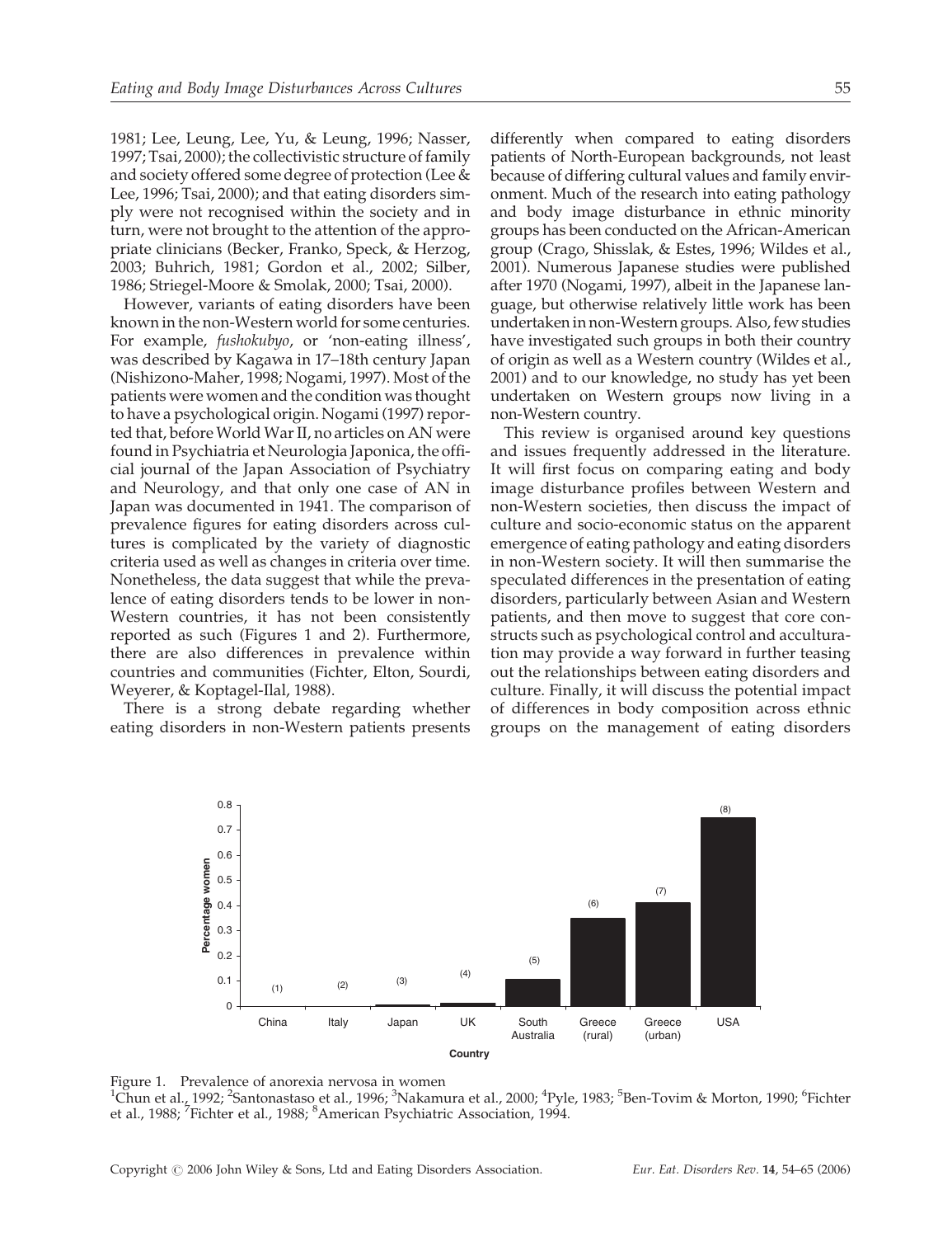1981; Lee, Leung, Lee, Yu, & Leung, 1996; Nasser, 1997; Tsai, 2000); the collectivistic structure of family and society offered some degree of protection (Lee & Lee, 1996; Tsai, 2000); and that eating disorders simply were not recognised within the society and in turn, were not brought to the attention of the appropriate clinicians (Becker, Franko, Speck, & Herzog, 2003; Buhrich, 1981; Gordon et al., 2002; Silber, 1986; Striegel-Moore & Smolak, 2000; Tsai, 2000).

However, variants of eating disorders have been known in the non-Western world for some centuries. For example, *fushokubyo*, or 'non-eating illness', was described by Kagawa in 17–18th century Japan (Nishizono-Maher, 1998; Nogami, 1997). Most of the patients were women and the condition was thought to have a psychological origin. Nogami (1997) reported that, before World War II, no articles on AN were found in Psychiatria et Neurologia Japonica, the official journal of the Japan Association of Psychiatry and Neurology, and that only one case of AN in Japan was documented in 1941. The comparison of prevalence figures for eating disorders across cultures is complicated by the variety of diagnostic criteria used as well as changes in criteria over time. Nonetheless, the data suggest that while the prevalence of eating disorders tends to be lower in non-Western countries, it has not been consistently reported as such (Figures 1 and 2). Furthermore, there are also differences in prevalence within countries and communities (Fichter, Elton, Sourdi, Weyerer, & Koptagel-Ilal, 1988).

There is a strong debate regarding whether eating disorders in non-Western patients presents differently when compared to eating disorders patients of North-European backgrounds, not least because of differing cultural values and family environment. Much of the research into eating pathology and body image disturbance in ethnic minority groups has been conducted on the African-American group (Crago, Shisslak, & Estes, 1996; Wildes et al., 2001). Numerous Japanese studies were published after 1970 (Nogami, 1997), albeit in the Japanese language, but otherwise relatively little work has been undertaken in non-Western groups. Also, few studies have investigated such groups in both their country of origin as well as a Western country (Wildes et al., 2001) and to our knowledge, no study has yet been undertaken on Western groups now living in a non-Western country.

This review is organised around key questions and issues frequently addressed in the literature. It will first focus on comparing eating and body image disturbance profiles between Western and non-Western societies, then discuss the impact of culture and socio-economic status on the apparent emergence of eating pathology and eating disorders in non-Western society. It will then summarise the speculated differences in the presentation of eating disorders, particularly between Asian and Western patients, and then move to suggest that core constructs such as psychological control and acculturation may provide a way forward in further teasing out the relationships between eating disorders and culture. Finally, it will discuss the potential impact of differences in body composition across ethnic groups on the management of eating disorders

Figure 1. Prevalence of anorexia nervosa in women

[1]Chun et al., 1992; [2]Santonastaso et al., 1996; [3]Nakamura et al., 2000; [4]Pyle, 1983; [5]Ben-Tovim & Morton, 1990; [6]Fichter et al., 1988; [7]Fichter et al., 1988; [8]American Psychiatric Association, 1994.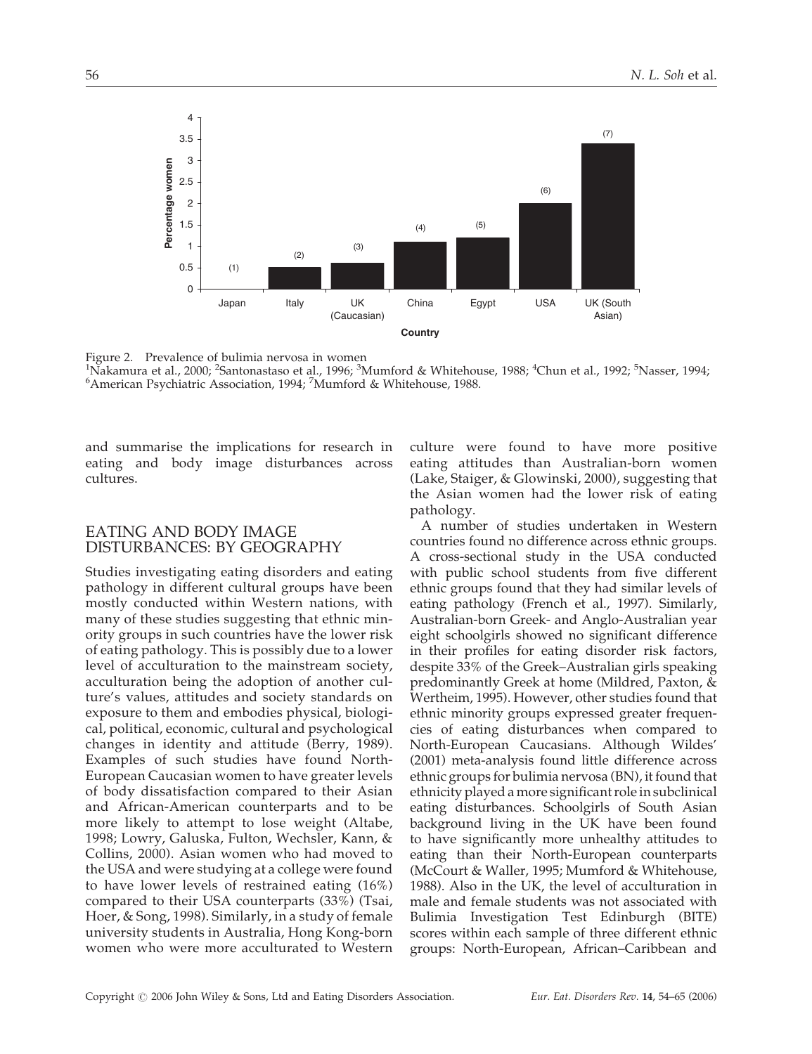Figure 2. Prevalence of bulimia nervosa in women
[1]Nakamura et al., 2000; [2]Santonastaso et al., 1996; [3]Mumford & Whitehouse, 1988; [4]Chun et al., 1992; [5]Nasser, 1994; [6]American Psychiatric Association, 1994; [7]Mumford & Whitehouse, 1988.

and summarise the implications for research in eating and body image disturbances across cultures.

## EATING AND BODY IMAGE DISTURBANCES: BY GEOGRAPHY

Studies investigating eating disorders and eating pathology in different cultural groups have been mostly conducted within Western nations, with many of these studies suggesting that ethnic minority groups in such countries have the lower risk of eating pathology. This is possibly due to a lower level of acculturation to the mainstream society, acculturation being the adoption of another culture's values, attitudes and society standards on exposure to them and embodies physical, biological, political, economic, cultural and psychological changes in identity and attitude (Berry, 1989). Examples of such studies have found North-European Caucasian women to have greater levels of body dissatisfaction compared to their Asian and African-American counterparts and to be more likely to attempt to lose weight (Altabe, 1998; Lowry, Galuska, Fulton, Wechsler, Kann, & Collins, 2000). Asian women who had moved to the USA and were studying at a college were found to have lower levels of restrained eating (16%) compared to their USA counterparts (33%) (Tsai, Hoer, & Song, 1998). Similarly, in a study of female university students in Australia, Hong Kong-born women who were more acculturated to Western culture were found to have more positive eating attitudes than Australian-born women (Lake, Staiger, & Glowinski, 2000), suggesting that the Asian women had the lower risk of eating pathology.

A number of studies undertaken in Western countries found no difference across ethnic groups. A cross-sectional study in the USA conducted with public school students from five different ethnic groups found that they had similar levels of eating pathology (French et al., 1997). Similarly, Australian-born Greek- and Anglo-Australian year eight schoolgirls showed no significant difference in their profiles for eating disorder risk factors, despite 33% of the Greek–Australian girls speaking predominantly Greek at home (Mildred, Paxton, & Wertheim, 1995). However, other studies found that ethnic minority groups expressed greater frequencies of eating disturbances when compared to North-European Caucasians. Although Wildes' (2001) meta-analysis found little difference across ethnic groups for bulimia nervosa (BN), it found that ethnicity played a more significant role in subclinical eating disturbances. Schoolgirls of South Asian background living in the UK have been found to have significantly more unhealthy attitudes to eating than their North-European counterparts (McCourt & Waller, 1995; Mumford & Whitehouse, 1988). Also in the UK, the level of acculturation in male and female students was not associated with Bulimia Investigation Test Edinburgh (BITE) scores within each sample of three different ethnic groups: North-European, African–Caribbean and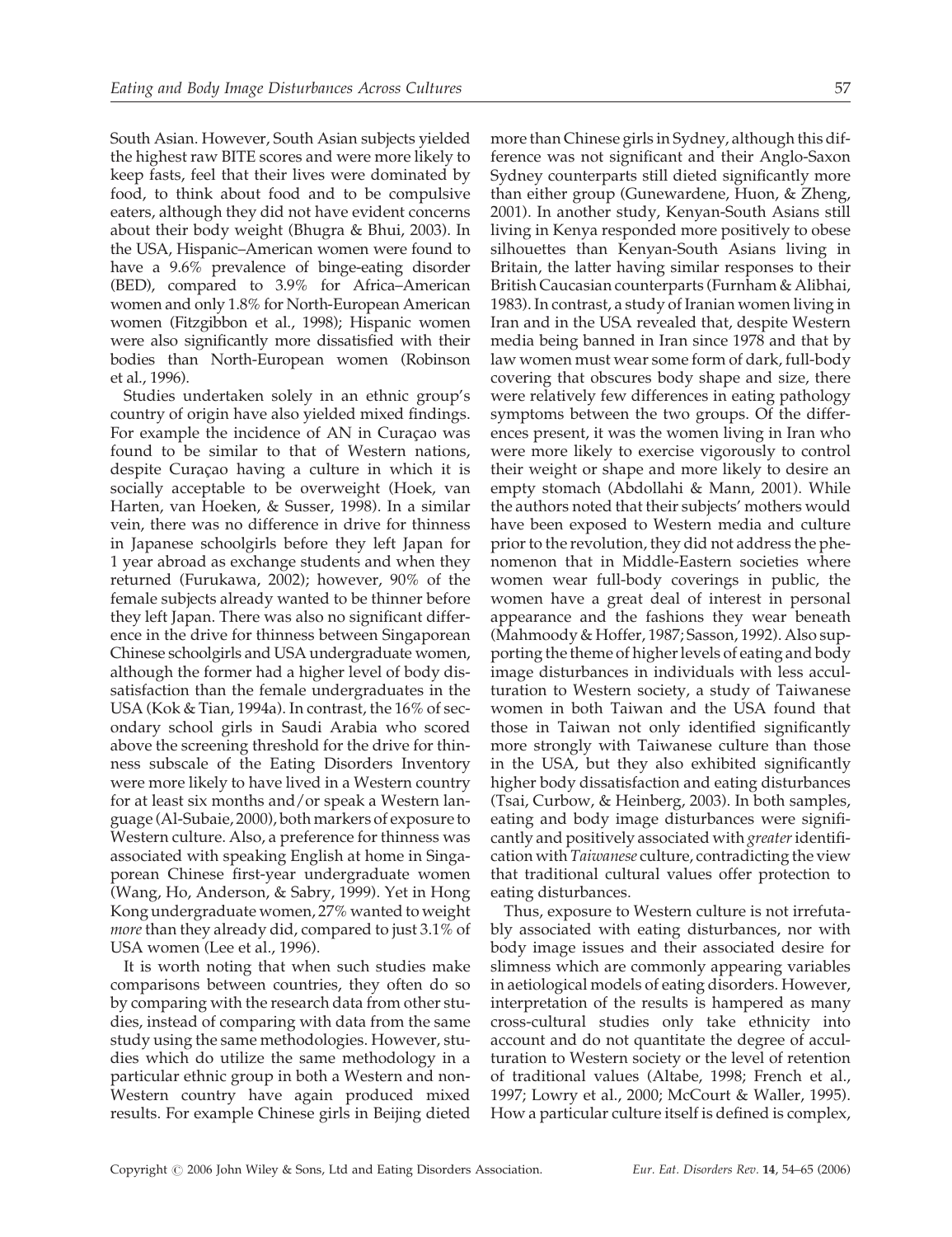South Asian. However, South Asian subjects yielded the highest raw BITE scores and were more likely to keep fasts, feel that their lives were dominated by food, to think about food and to be compulsive eaters, although they did not have evident concerns about their body weight (Bhugra & Bhui, 2003). In the USA, Hispanic–American women were found to have a 9.6% prevalence of binge-eating disorder (BED), compared to 3.9% for Africa–American women and only 1.8% for North-European American women (Fitzgibbon et al., 1998); Hispanic women were also significantly more dissatisfied with their bodies than North-European women (Robinson et al., 1996).

Studies undertaken solely in an ethnic group's country of origin have also yielded mixed findings. For example the incidence of AN in Curaçao was found to be similar to that of Western nations, despite Curaçao having a culture in which it is socially acceptable to be overweight (Hoek, van Harten, van Hoeken, & Susser, 1998). In a similar vein, there was no difference in drive for thinness in Japanese schoolgirls before they left Japan for 1 year abroad as exchange students and when they returned (Furukawa, 2002); however, 90% of the female subjects already wanted to be thinner before they left Japan. There was also no significant difference in the drive for thinness between Singaporean Chinese schoolgirls and USA undergraduate women, although the former had a higher level of body dissatisfaction than the female undergraduates in the USA (Kok & Tian, 1994a). In contrast, the 16% of secondary school girls in Saudi Arabia who scored above the screening threshold for the drive for thinness subscale of the Eating Disorders Inventory were more likely to have lived in a Western country for at least six months and/or speak a Western language (Al-Subaie, 2000), both markers of exposure to Western culture. Also, a preference for thinness was associated with speaking English at home in Singaporean Chinese first-year undergraduate women (Wang, Ho, Anderson, & Sabry, 1999). Yet in Hong Kong undergraduate women, 27% wanted to weight *more* than they already did, compared to just 3.1% of USA women (Lee et al., 1996).

It is worth noting that when such studies make comparisons between countries, they often do so by comparing with the research data from other studies, instead of comparing with data from the same study using the same methodologies. However, studies which do utilize the same methodology in a particular ethnic group in both a Western and non-Western country have again produced mixed results. For example Chinese girls in Beijing dieted more than Chinese girls in Sydney, although this difference was not significant and their Anglo-Saxon Sydney counterparts still dieted significantly more than either group (Gunewardene, Huon, & Zheng, 2001). In another study, Kenyan-South Asians still living in Kenya responded more positively to obese silhouettes than Kenyan-South Asians living in Britain, the latter having similar responses to their British Caucasian counterparts (Furnham & Alibhai, 1983). In contrast, a study of Iranian women living in Iran and in the USA revealed that, despite Western media being banned in Iran since 1978 and that by law women must wear some form of dark, full-body covering that obscures body shape and size, there were relatively few differences in eating pathology symptoms between the two groups. Of the differences present, it was the women living in Iran who were more likely to exercise vigorously to control their weight or shape and more likely to desire an empty stomach (Abdollahi & Mann, 2001). While the authors noted that their subjects' mothers would have been exposed to Western media and culture prior to the revolution, they did not address the phenomenon that in Middle-Eastern societies where women wear full-body coverings in public, the women have a great deal of interest in personal appearance and the fashions they wear beneath (Mahmoody & Hoffer, 1987; Sasson, 1992). Also supporting the theme of higher levels of eating and body image disturbances in individuals with less acculturation to Western society, a study of Taiwanese women in both Taiwan and the USA found that those in Taiwan not only identified significantly more strongly with Taiwanese culture than those in the USA, but they also exhibited significantly higher body dissatisfaction and eating disturbances (Tsai, Curbow, & Heinberg, 2003). In both samples, eating and body image disturbances were significantly and positively associated with *greater* identification with *Taiwanese* culture, contradicting the view that traditional cultural values offer protection to eating disturbances.

Thus, exposure to Western culture is not irrefutably associated with eating disturbances, nor with body image issues and their associated desire for slimness which are commonly appearing variables in aetiological models of eating disorders. However, interpretation of the results is hampered as many cross-cultural studies only take ethnicity into account and do not quantitate the degree of acculturation to Western society or the level of retention of traditional values (Altabe, 1998; French et al., 1997; Lowry et al., 2000; McCourt & Waller, 1995). How a particular culture itself is defined is complex,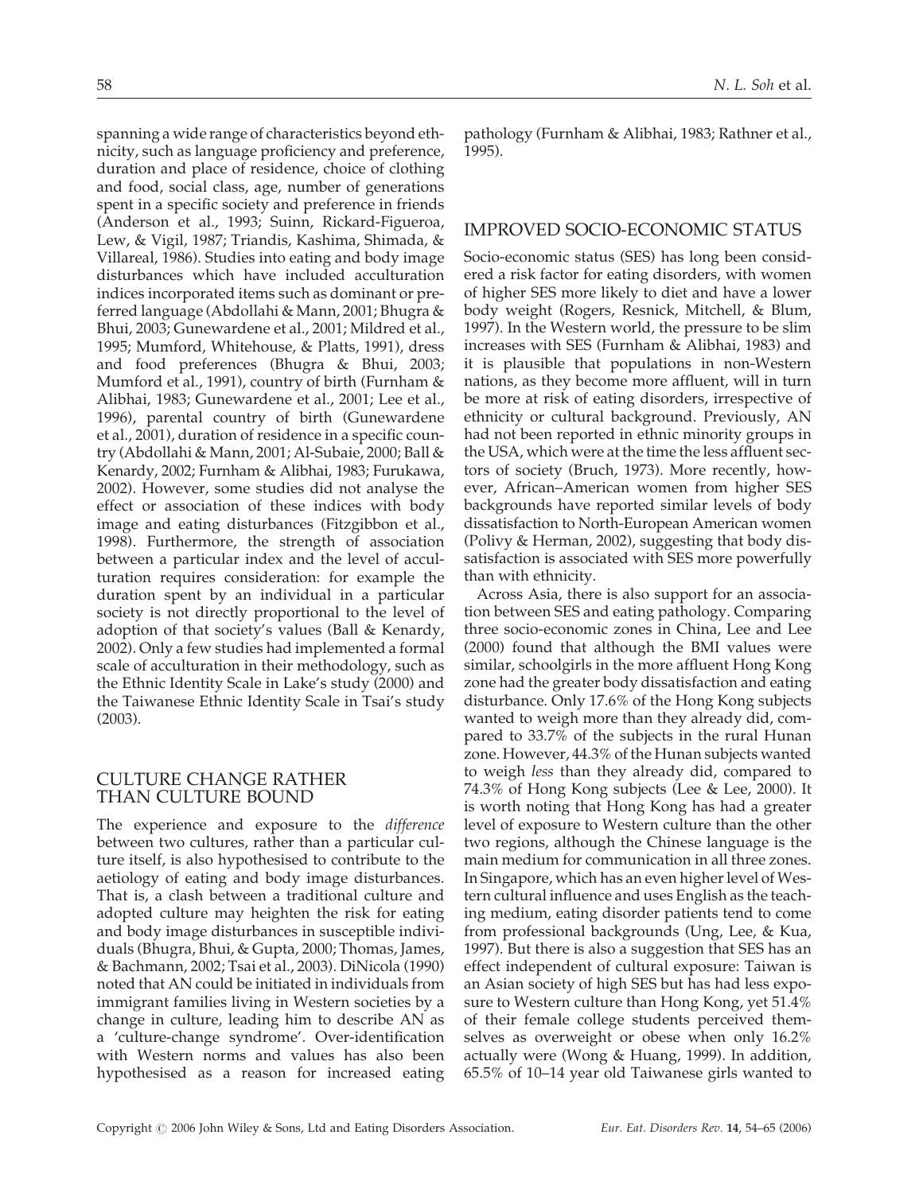spanning a wide range of characteristics beyond ethnicity, such as language proficiency and preference, duration and place of residence, choice of clothing and food, social class, age, number of generations spent in a specific society and preference in friends (Anderson et al., 1993; Suinn, Rickard-Figueroa, Lew, & Vigil, 1987; Triandis, Kashima, Shimada, & Villareal, 1986). Studies into eating and body image disturbances which have included acculturation indices incorporated items such as dominant or preferred language (Abdollahi & Mann, 2001; Bhugra & Bhui, 2003; Gunewardene et al., 2001; Mildred et al., 1995; Mumford, Whitehouse, & Platts, 1991), dress and food preferences (Bhugra & Bhui, 2003; Mumford et al., 1991), country of birth (Furnham & Alibhai, 1983; Gunewardene et al., 2001; Lee et al., 1996), parental country of birth (Gunewardene et al., 2001), duration of residence in a specific country (Abdollahi & Mann, 2001; Al-Subaie, 2000; Ball & Kenardy, 2002; Furnham & Alibhai, 1983; Furukawa, 2002). However, some studies did not analyse the effect or association of these indices with body image and eating disturbances (Fitzgibbon et al., 1998). Furthermore, the strength of association between a particular index and the level of acculturation requires consideration: for example the duration spent by an individual in a particular society is not directly proportional to the level of adoption of that society's values (Ball & Kenardy, 2002). Only a few studies had implemented a formal scale of acculturation in their methodology, such as the Ethnic Identity Scale in Lake's study (2000) and the Taiwanese Ethnic Identity Scale in Tsai's study (2003).

## CULTURE CHANGE RATHER THAN CULTURE BOUND

The experience and exposure to the *difference* between two cultures, rather than a particular culture itself, is also hypothesised to contribute to the aetiology of eating and body image disturbances. That is, a clash between a traditional culture and adopted culture may heighten the risk for eating and body image disturbances in susceptible individuals (Bhugra, Bhui, & Gupta, 2000; Thomas, James, & Bachmann, 2002; Tsai et al., 2003). DiNicola (1990) noted that AN could be initiated in individuals from immigrant families living in Western societies by a change in culture, leading him to describe AN as a 'culture-change syndrome'. Over-identification with Western norms and values has also been hypothesised as a reason for increased eating pathology (Furnham & Alibhai, 1983; Rathner et al., 1995).

## IMPROVED SOCIO-ECONOMIC STATUS

Socio-economic status (SES) has long been considered a risk factor for eating disorders, with women of higher SES more likely to diet and have a lower body weight (Rogers, Resnick, Mitchell, & Blum, 1997). In the Western world, the pressure to be slim increases with SES (Furnham & Alibhai, 1983) and it is plausible that populations in non-Western nations, as they become more affluent, will in turn be more at risk of eating disorders, irrespective of ethnicity or cultural background. Previously, AN had not been reported in ethnic minority groups in the USA, which were at the time the less affluent sectors of society (Bruch, 1973). More recently, however, African–American women from higher SES backgrounds have reported similar levels of body dissatisfaction to North-European American women (Polivy & Herman, 2002), suggesting that body dissatisfaction is associated with SES more powerfully than with ethnicity.

Across Asia, there is also support for an association between SES and eating pathology. Comparing three socio-economic zones in China, Lee and Lee (2000) found that although the BMI values were similar, schoolgirls in the more affluent Hong Kong zone had the greater body dissatisfaction and eating disturbance. Only 17.6% of the Hong Kong subjects wanted to weigh more than they already did, compared to 33.7% of the subjects in the rural Hunan zone. However, 44.3% of the Hunan subjects wanted to weigh *less* than they already did, compared to 74.3% of Hong Kong subjects (Lee & Lee, 2000). It is worth noting that Hong Kong has had a greater level of exposure to Western culture than the other two regions, although the Chinese language is the main medium for communication in all three zones. In Singapore, which has an even higher level of Western cultural influence and uses English as the teaching medium, eating disorder patients tend to come from professional backgrounds (Ung, Lee, & Kua, 1997). But there is also a suggestion that SES has an effect independent of cultural exposure: Taiwan is an Asian society of high SES but has had less exposure to Western culture than Hong Kong, yet 51.4% of their female college students perceived themselves as overweight or obese when only 16.2% actually were (Wong & Huang, 1999). In addition, 65.5% of 10–14 year old Taiwanese girls wanted to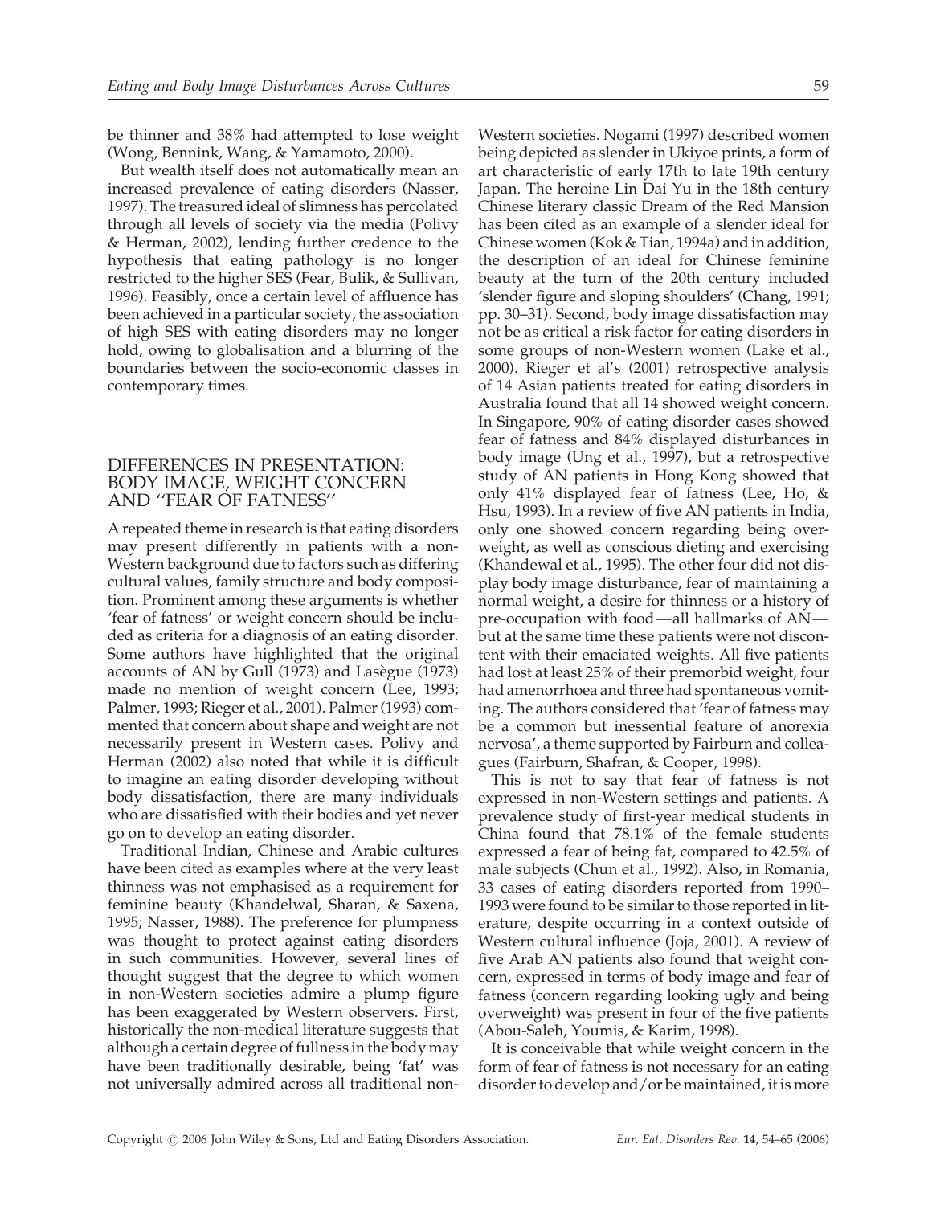be thinner and 38% had attempted to lose weight (Wong, Bennink, Wang, & Yamamoto, 2000).

But wealth itself does not automatically mean an increased prevalence of eating disorders (Nasser, 1997). The treasured ideal of slimness has percolated through all levels of society via the media (Polivy & Herman, 2002), lending further credence to the hypothesis that eating pathology is no longer restricted to the higher SES (Fear, Bulik, & Sullivan, 1996). Feasibly, once a certain level of affluence has been achieved in a particular society, the association of high SES with eating disorders may no longer hold, owing to globalisation and a blurring of the boundaries between the socio-economic classes in contemporary times.

## DIFFERENCES IN PRESENTATION: BODY IMAGE, WEIGHT CONCERN AND ''FEAR OF FATNESS''

A repeated theme in research is that eating disorders may present differently in patients with a non-Western background due to factors such as differing cultural values, family structure and body composition. Prominent among these arguments is whether 'fear of fatness' or weight concern should be included as criteria for a diagnosis of an eating disorder. Some authors have highlighted that the original accounts of AN by Gull (1973) and Lasègue (1973) made no mention of weight concern (Lee, 1993; Palmer, 1993; Rieger et al., 2001). Palmer (1993) commented that concern about shape and weight are not necessarily present in Western cases. Polivy and Herman (2002) also noted that while it is difficult to imagine an eating disorder developing without body dissatisfaction, there are many individuals who are dissatisfied with their bodies and yet never go on to develop an eating disorder.

Traditional Indian, Chinese and Arabic cultures have been cited as examples where at the very least thinness was not emphasised as a requirement for feminine beauty (Khandelwal, Sharan, & Saxena, 1995; Nasser, 1988). The preference for plumpness was thought to protect against eating disorders in such communities. However, several lines of thought suggest that the degree to which women in non-Western societies admire a plump figure has been exaggerated by Western observers. First, historically the non-medical literature suggests that although a certain degree of fullness in the body may have been traditionally desirable, being 'fat' was not universally admired across all traditional non-Western societies. Nogami (1997) described women being depicted as slender in Ukiyoe prints, a form of art characteristic of early 17th to late 19th century Japan. The heroine Lin Dai Yu in the 18th century Chinese literary classic Dream of the Red Mansion has been cited as an example of a slender ideal for Chinese women (Kok & Tian, 1994a) and in addition, the description of an ideal for Chinese feminine beauty at the turn of the 20th century included 'slender figure and sloping shoulders' (Chang, 1991; pp. 30–31). Second, body image dissatisfaction may not be as critical a risk factor for eating disorders in some groups of non-Western women (Lake et al., 2000). Rieger et al's (2001) retrospective analysis of 14 Asian patients treated for eating disorders in Australia found that all 14 showed weight concern. In Singapore, 90% of eating disorder cases showed fear of fatness and 84% displayed disturbances in body image (Ung et al., 1997), but a retrospective study of AN patients in Hong Kong showed that only 41% displayed fear of fatness (Lee, Ho, & Hsu, 1993). In a review of five AN patients in India, only one showed concern regarding being overweight, as well as conscious dieting and exercising (Khandewal et al., 1995). The other four did not display body image disturbance, fear of maintaining a normal weight, a desire for thinness or a history of pre-occupation with food—all hallmarks of AN—but at the same time these patients were not discontent with their emaciated weights. All five patients had lost at least 25% of their premorbid weight, four had amenorrhoea and three had spontaneous vomiting. The authors considered that 'fear of fatness may be a common but inessential feature of anorexia nervosa', a theme supported by Fairburn and colleagues (Fairburn, Shafran, & Cooper, 1998).

This is not to say that fear of fatness is not expressed in non-Western settings and patients. A prevalence study of first-year medical students in China found that 78.1% of the female students expressed a fear of being fat, compared to 42.5% of male subjects (Chun et al., 1992). Also, in Romania, 33 cases of eating disorders reported from 1990–1993 were found to be similar to those reported in literature, despite occurring in a context outside of Western cultural influence (Joja, 2001). A review of five Arab AN patients also found that weight concern, expressed in terms of body image and fear of fatness (concern regarding looking ugly and being overweight) was present in four of the five patients (Abou-Saleh, Youmis, & Karim, 1998).

It is conceivable that while weight concern in the form of fear of fatness is not necessary for an eating disorder to develop and/or be maintained, it is more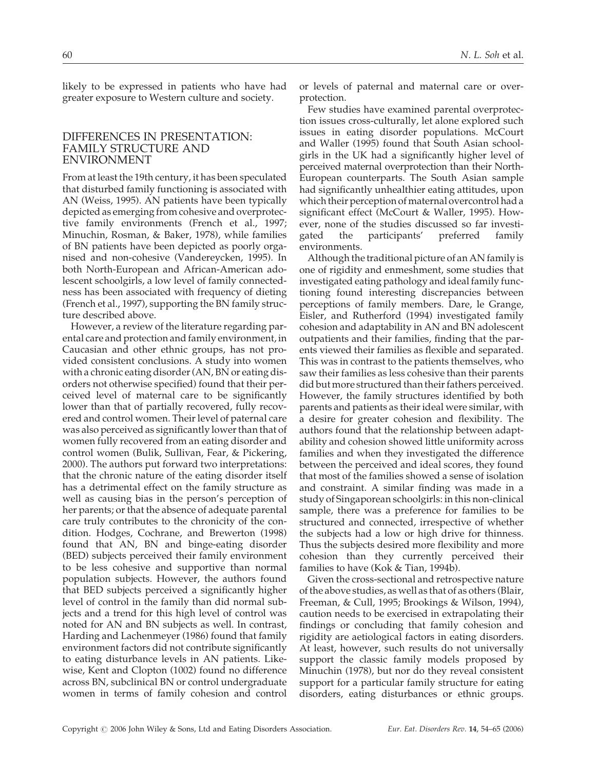likely to be expressed in patients who have had greater exposure to Western culture and society.

## DIFFERENCES IN PRESENTATION: FAMILY STRUCTURE AND ENVIRONMENT

From at least the 19th century, it has been speculated that disturbed family functioning is associated with AN (Weiss, 1995). AN patients have been typically depicted as emerging from cohesive and overprotective family environments (French et al., 1997; Minuchin, Rosman, & Baker, 1978), while families of BN patients have been depicted as poorly organised and non-cohesive (Vandereycken, 1995). In both North-European and African-American adolescent schoolgirls, a low level of family connectedness has been associated with frequency of dieting (French et al., 1997), supporting the BN family structure described above.

However, a review of the literature regarding parental care and protection and family environment, in Caucasian and other ethnic groups, has not provided consistent conclusions. A study into women with a chronic eating disorder (AN, BN or eating disorders not otherwise specified) found that their perceived level of maternal care to be significantly lower than that of partially recovered, fully recovered and control women. Their level of paternal care was also perceived as significantly lower than that of women fully recovered from an eating disorder and control women (Bulik, Sullivan, Fear, & Pickering, 2000). The authors put forward two interpretations: that the chronic nature of the eating disorder itself has a detrimental effect on the family structure as well as causing bias in the person's perception of her parents; or that the absence of adequate parental care truly contributes to the chronicity of the condition. Hodges, Cochrane, and Brewerton (1998) found that AN, BN and binge-eating disorder (BED) subjects perceived their family environment to be less cohesive and supportive than normal population subjects. However, the authors found that BED subjects perceived a significantly higher level of control in the family than did normal subjects and a trend for this high level of control was noted for AN and BN subjects as well. In contrast, Harding and Lachenmeyer (1986) found that family environment factors did not contribute significantly to eating disturbance levels in AN patients. Likewise, Kent and Clopton (1002) found no difference across BN, subclinical BN or control undergraduate women in terms of family cohesion and control or levels of paternal and maternal care or overprotection.

Few studies have examined parental overprotection issues cross-culturally, let alone explored such issues in eating disorder populations. McCourt and Waller (1995) found that South Asian schoolgirls in the UK had a significantly higher level of perceived maternal overprotection than their North-European counterparts. The South Asian sample had significantly unhealthier eating attitudes, upon which their perception of maternal overcontrol had a significant effect (McCourt & Waller, 1995). However, none of the studies discussed so far investigated the participants' preferred family environments.

Although the traditional picture of an AN family is one of rigidity and enmeshment, some studies that investigated eating pathology and ideal family functioning found interesting discrepancies between perceptions of family members. Dare, le Grange, Eisler, and Rutherford (1994) investigated family cohesion and adaptability in AN and BN adolescent outpatients and their families, finding that the parents viewed their families as flexible and separated. This was in contrast to the patients themselves, who saw their families as less cohesive than their parents did but more structured than their fathers perceived. However, the family structures identified by both parents and patients as their ideal were similar, with a desire for greater cohesion and flexibility. The authors found that the relationship between adaptability and cohesion showed little uniformity across families and when they investigated the difference between the perceived and ideal scores, they found that most of the families showed a sense of isolation and constraint. A similar finding was made in a study of Singaporean schoolgirls: in this non-clinical sample, there was a preference for families to be structured and connected, irrespective of whether the subjects had a low or high drive for thinness. Thus the subjects desired more flexibility and more cohesion than they currently perceived their families to have (Kok & Tian, 1994b).

Given the cross-sectional and retrospective nature of the above studies, as well as that of as others (Blair, Freeman, & Cull, 1995; Brookings & Wilson, 1994), caution needs to be exercised in extrapolating their findings or concluding that family cohesion and rigidity are aetiological factors in eating disorders. At least, however, such results do not universally support the classic family models proposed by Minuchin (1978), but nor do they reveal consistent support for a particular family structure for eating disorders, eating disturbances or ethnic groups.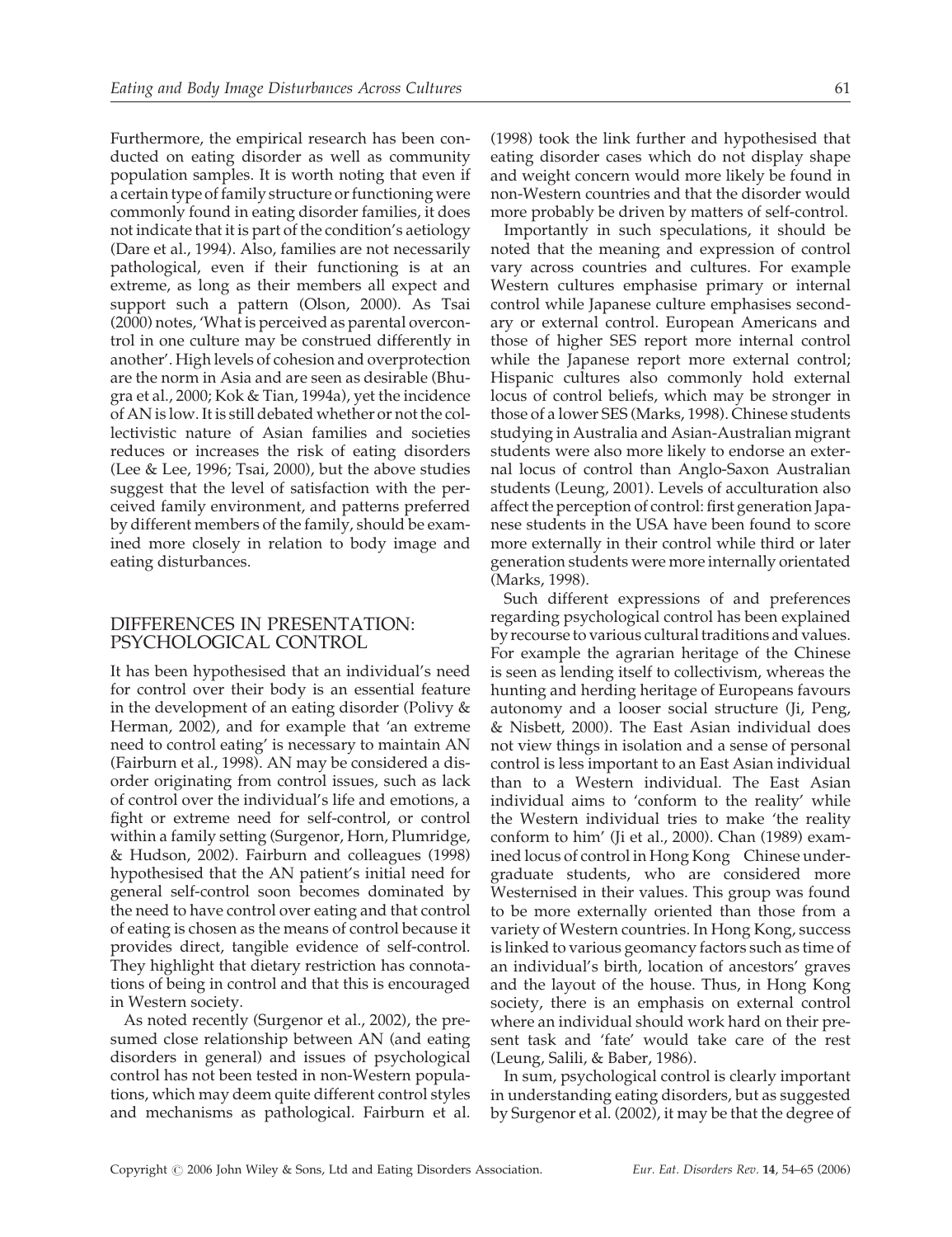Furthermore, the empirical research has been conducted on eating disorder as well as community population samples. It is worth noting that even if a certain type of family structure or functioning were commonly found in eating disorder families, it does not indicate that it is part of the condition's aetiology (Dare et al., 1994). Also, families are not necessarily pathological, even if their functioning is at an extreme, as long as their members all expect and support such a pattern (Olson, 2000). As Tsai (2000) notes, 'What is perceived as parental overcontrol in one culture may be construed differently in another'. High levels of cohesion and overprotection are the norm in Asia and are seen as desirable (Bhugra et al., 2000; Kok & Tian, 1994a), yet the incidence of AN is low. It is still debated whether or not the collectivistic nature of Asian families and societies reduces or increases the risk of eating disorders (Lee & Lee, 1996; Tsai, 2000), but the above studies suggest that the level of satisfaction with the perceived family environment, and patterns preferred by different members of the family, should be examined more closely in relation to body image and eating disturbances.

## DIFFERENCES IN PRESENTATION: PSYCHOLOGICAL CONTROL

It has been hypothesised that an individual's need for control over their body is an essential feature in the development of an eating disorder (Polivy & Herman, 2002), and for example that 'an extreme need to control eating' is necessary to maintain AN (Fairburn et al., 1998). AN may be considered a disorder originating from control issues, such as lack of control over the individual's life and emotions, a fight or extreme need for self-control, or control within a family setting (Surgenor, Horn, Plumridge, & Hudson, 2002). Fairburn and colleagues (1998) hypothesised that the AN patient's initial need for general self-control soon becomes dominated by the need to have control over eating and that control of eating is chosen as the means of control because it provides direct, tangible evidence of self-control. They highlight that dietary restriction has connotations of being in control and that this is encouraged in Western society.

As noted recently (Surgenor et al., 2002), the presumed close relationship between AN (and eating disorders in general) and issues of psychological control has not been tested in non-Western populations, which may deem quite different control styles and mechanisms as pathological. Fairburn et al. (1998) took the link further and hypothesised that eating disorder cases which do not display shape and weight concern would more likely be found in non-Western countries and that the disorder would more probably be driven by matters of self-control.

Importantly in such speculations, it should be noted that the meaning and expression of control vary across countries and cultures. For example Western cultures emphasise primary or internal control while Japanese culture emphasises secondary or external control. European Americans and those of higher SES report more internal control while the Japanese report more external control; Hispanic cultures also commonly hold external locus of control beliefs, which may be stronger in those of a lower SES (Marks, 1998). Chinese students studying in Australia and Asian-Australian migrant students were also more likely to endorse an external locus of control than Anglo-Saxon Australian students (Leung, 2001). Levels of acculturation also affect the perception of control: first generation Japanese students in the USA have been found to score more externally in their control while third or later generation students were more internally orientated (Marks, 1998).

Such different expressions of and preferences regarding psychological control has been explained by recourse to various cultural traditions and values. For example the agrarian heritage of the Chinese is seen as lending itself to collectivism, whereas the hunting and herding heritage of Europeans favours autonomy and a looser social structure (Ji, Peng, & Nisbett, 2000). The East Asian individual does not view things in isolation and a sense of personal control is less important to an East Asian individual than to a Western individual. The East Asian individual aims to 'conform to the reality' while the Western individual tries to make 'the reality conform to him' (Ji et al., 2000). Chan (1989) examined locus of control in Hong Kong Chinese undergraduate students, who are considered more Westernised in their values. This group was found to be more externally oriented than those from a variety of Western countries. In Hong Kong, success is linked to various geomancy factors such as time of an individual's birth, location of ancestors' graves and the layout of the house. Thus, in Hong Kong society, there is an emphasis on external control where an individual should work hard on their present task and 'fate' would take care of the rest (Leung, Salili, & Baber, 1986).

In sum, psychological control is clearly important in understanding eating disorders, but as suggested by Surgenor et al. (2002), it may be that the degree of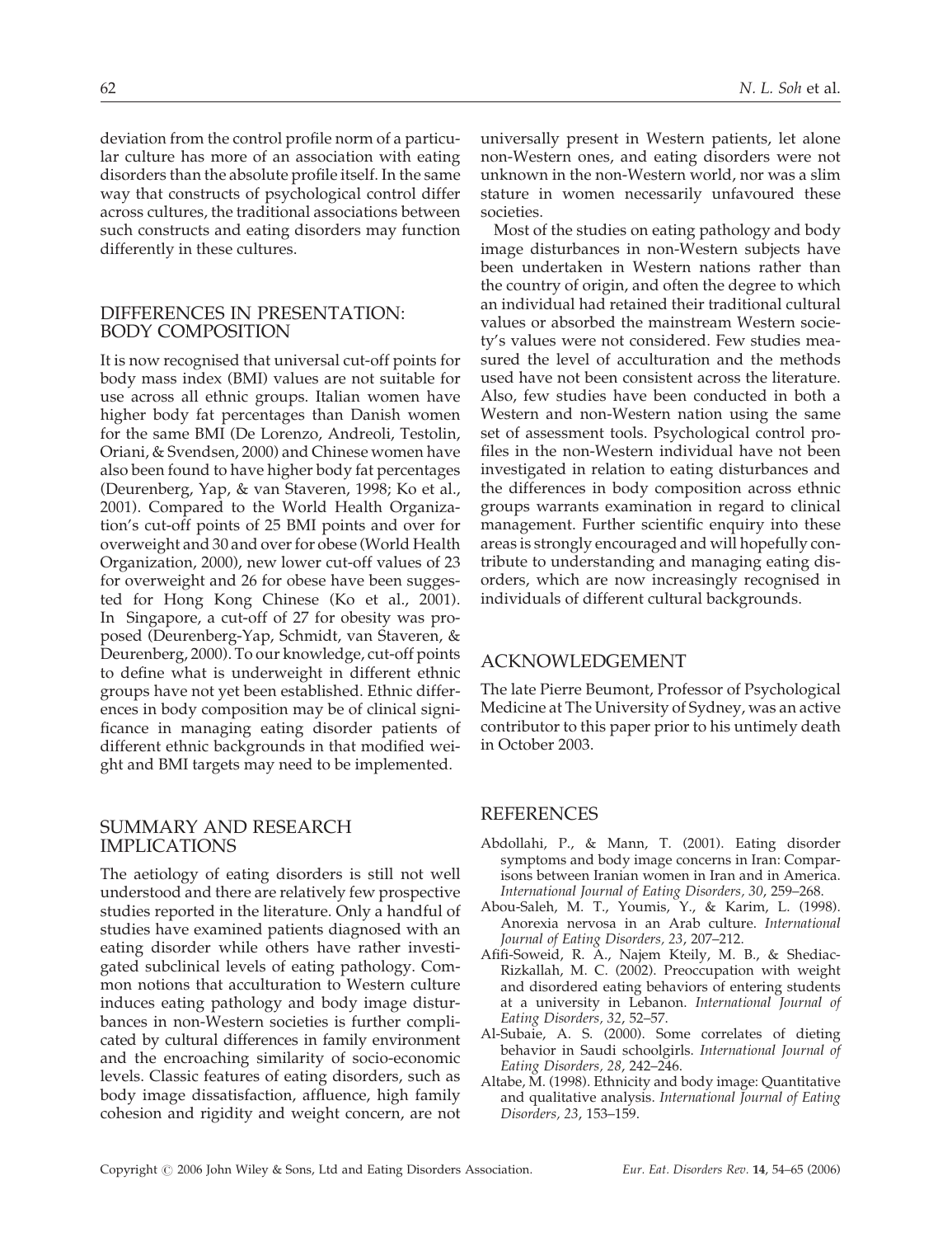deviation from the control profile norm of a particular culture has more of an association with eating disorders than the absolute profile itself. In the same way that constructs of psychological control differ across cultures, the traditional associations between such constructs and eating disorders may function differently in these cultures.

## DIFFERENCES IN PRESENTATION: BODY COMPOSITION

It is now recognised that universal cut-off points for body mass index (BMI) values are not suitable for use across all ethnic groups. Italian women have higher body fat percentages than Danish women for the same BMI (De Lorenzo, Andreoli, Testolin, Oriani, & Svendsen, 2000) and Chinese women have also been found to have higher body fat percentages (Deurenberg, Yap, & van Staveren, 1998; Ko et al., 2001). Compared to the World Health Organization's cut-off points of 25 BMI points and over for overweight and 30 and over for obese (World Health Organization, 2000), new lower cut-off values of 23 for overweight and 26 for obese have been suggested for Hong Kong Chinese (Ko et al., 2001). In Singapore, a cut-off of 27 for obesity was proposed (Deurenberg-Yap, Schmidt, van Staveren, & Deurenberg, 2000). To our knowledge, cut-off points to define what is underweight in different ethnic groups have not yet been established. Ethnic differences in body composition may be of clinical significance in managing eating disorder patients of different ethnic backgrounds in that modified weight and BMI targets may need to be implemented.

## SUMMARY AND RESEARCH IMPLICATIONS

The aetiology of eating disorders is still not well understood and there are relatively few prospective studies reported in the literature. Only a handful of studies have examined patients diagnosed with an eating disorder while others have rather investigated subclinical levels of eating pathology. Common notions that acculturation to Western culture induces eating pathology and body image disturbances in non-Western societies is further complicated by cultural differences in family environment and the encroaching similarity of socio-economic levels. Classic features of eating disorders, such as body image dissatisfaction, affluence, high family cohesion and rigidity and weight concern, are not universally present in Western patients, let alone non-Western ones, and eating disorders were not unknown in the non-Western world, nor was a slim stature in women necessarily unfavoured these societies.

Most of the studies on eating pathology and body image disturbances in non-Western subjects have been undertaken in Western nations rather than the country of origin, and often the degree to which an individual had retained their traditional cultural values or absorbed the mainstream Western society's values were not considered. Few studies measured the level of acculturation and the methods used have not been consistent across the literature. Also, few studies have been conducted in both a Western and non-Western nation using the same set of assessment tools. Psychological control profiles in the non-Western individual have not been investigated in relation to eating disturbances and the differences in body composition across ethnic groups warrants examination in regard to clinical management. Further scientific enquiry into these areas is strongly encouraged and will hopefully contribute to understanding and managing eating disorders, which are now increasingly recognised in individuals of different cultural backgrounds.

## ACKNOWLEDGEMENT

The late Pierre Beumont, Professor of Psychological Medicine at The University of Sydney, was an active contributor to this paper prior to his untimely death in October 2003.

## REFERENCES

Abdollahi, P., & Mann, T. (2001). Eating disorder symptoms and body image concerns in Iran: Comparisons between Iranian women in Iran and in America. *International Journal of Eating Disorders, 30*, 259–268.

Abou-Saleh, M. T., Youmis, Y., & Karim, L. (1998). Anorexia nervosa in an Arab culture. *International Journal of Eating Disorders, 23*, 207–212.

Afifi-Soweid, R. A., Najem Kteily, M. B., & Shediac-Rizkallah, M. C. (2002). Preoccupation with weight and disordered eating behaviors of entering students at a university in Lebanon. *International Journal of Eating Disorders, 32*, 52–57.

Al-Subaie, A. S. (2000). Some correlates of dieting behavior in Saudi schoolgirls. *International Journal of Eating Disorders, 28*, 242–246.

Altabe, M. (1998). Ethnicity and body image: Quantitative and qualitative analysis. *International Journal of Eating Disorders, 23*, 153–159.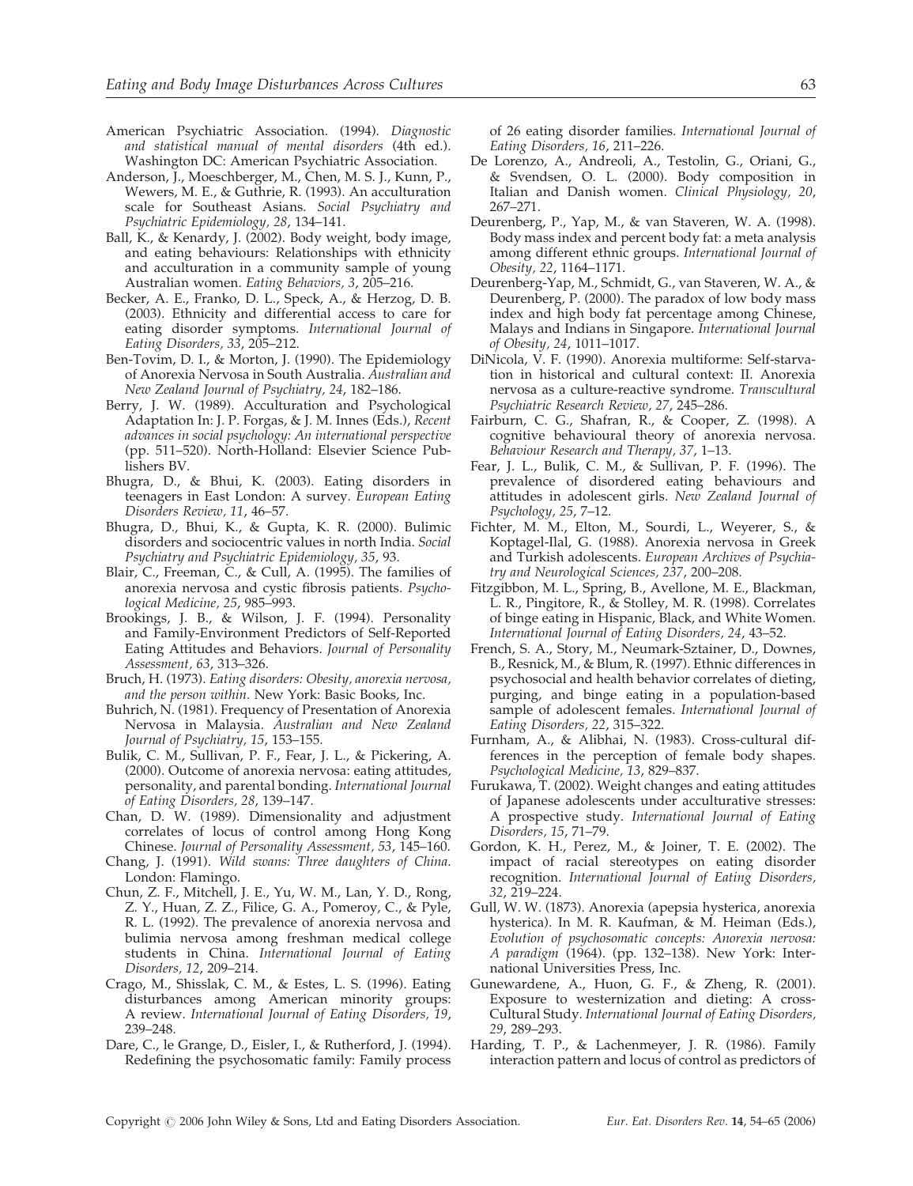American Psychiatric Association. (1994). *Diagnostic and statistical manual of mental disorders* (4th ed.). Washington DC: American Psychiatric Association.

Anderson, J., Moeschberger, M., Chen, M. S. J., Kunn, P., Wewers, M. E., & Guthrie, R. (1993). An acculturation scale for Southeast Asians. *Social Psychiatry and Psychiatric Epidemiology, 28*, 134–141.

Ball, K., & Kenardy, J. (2002). Body weight, body image, and eating behaviours: Relationships with ethnicity and acculturation in a community sample of young Australian women. *Eating Behaviors, 3*, 205–216.

Becker, A. E., Franko, D. L., Speck, A., & Herzog, D. B. (2003). Ethnicity and differential access to care for eating disorder symptoms. *International Journal of Eating Disorders, 33*, 205–212.

Ben-Tovim, D. I., & Morton, J. (1990). The Epidemiology of Anorexia Nervosa in South Australia. *Australian and New Zealand Journal of Psychiatry, 24*, 182–186.

Berry, J. W. (1989). Acculturation and Psychological Adaptation In: J. P. Forgas, & J. M. Innes (Eds.), *Recent advances in social psychology: An international perspective* (pp. 511–520). North-Holland: Elsevier Science Publishers BV.

Bhugra, D., & Bhui, K. (2003). Eating disorders in teenagers in East London: A survey. *European Eating Disorders Review, 11*, 46–57.

Bhugra, D., Bhui, K., & Gupta, K. R. (2000). Bulimic disorders and sociocentric values in north India. *Social Psychiatry and Psychiatric Epidemiology, 35*, 93.

Blair, C., Freeman, C., & Cull, A. (1995). The families of anorexia nervosa and cystic fibrosis patients. *Psychological Medicine, 25*, 985–993.

Brookings, J. B., & Wilson, J. F. (1994). Personality and Family-Environment Predictors of Self-Reported Eating Attitudes and Behaviors. *Journal of Personality Assessment, 63*, 313–326.

Bruch, H. (1973). *Eating disorders: Obesity, anorexia nervosa, and the person within*. New York: Basic Books, Inc.

Buhrich, N. (1981). Frequency of Presentation of Anorexia Nervosa in Malaysia. *Australian and New Zealand Journal of Psychiatry, 15*, 153–155.

Bulik, C. M., Sullivan, P. F., Fear, J. L., & Pickering, A. (2000). Outcome of anorexia nervosa: eating attitudes, personality, and parental bonding. *International Journal of Eating Disorders, 28*, 139–147.

Chan, D. W. (1989). Dimensionality and adjustment correlates of locus of control among Hong Kong Chinese. *Journal of Personality Assessment, 53*, 145–160.

Chang, J. (1991). *Wild swans: Three daughters of China*. London: Flamingo.

Chun, Z. F., Mitchell, J. E., Yu, W. M., Lan, Y. D., Rong, Z. Y., Huan, Z. Z., Filice, G. A., Pomeroy, C., & Pyle, R. L. (1992). The prevalence of anorexia nervosa and bulimia nervosa among freshman medical college students in China. *International Journal of Eating Disorders, 12*, 209–214.

Crago, M., Shisslak, C. M., & Estes, L. S. (1996). Eating disturbances among American minority groups: A review. *International Journal of Eating Disorders, 19*, 239–248.

Dare, C., le Grange, D., Eisler, I., & Rutherford, J. (1994). Redefining the psychosomatic family: Family process of 26 eating disorder families. *International Journal of Eating Disorders, 16*, 211–226.

De Lorenzo, A., Andreoli, A., Testolin, G., Oriani, G., & Svendsen, O. L. (2000). Body composition in Italian and Danish women. *Clinical Physiology, 20*, 267–271.

Deurenberg, P., Yap, M., & van Staveren, W. A. (1998). Body mass index and percent body fat: a meta analysis among different ethnic groups. *International Journal of Obesity, 22*, 1164–1171.

Deurenberg-Yap, M., Schmidt, G., van Staveren, W. A., & Deurenberg, P. (2000). The paradox of low body mass index and high body fat percentage among Chinese, Malays and Indians in Singapore. *International Journal of Obesity, 24*, 1011–1017.

DiNicola, V. F. (1990). Anorexia multiforme: Self-starvation in historical and cultural context: II. Anorexia nervosa as a culture-reactive syndrome. *Transcultural Psychiatric Research Review, 27*, 245–286.

Fairburn, C. G., Shafran, R., & Cooper, Z. (1998). A cognitive behavioural theory of anorexia nervosa. *Behaviour Research and Therapy, 37*, 1–13.

Fear, J. L., Bulik, C. M., & Sullivan, P. F. (1996). The prevalence of disordered eating behaviours and attitudes in adolescent girls. *New Zealand Journal of Psychology, 25*, 7–12.

Fichter, M. M., Elton, M., Sourdi, L., Weyerer, S., & Koptagel-Ilal, G. (1988). Anorexia nervosa in Greek and Turkish adolescents. *European Archives of Psychiatry and Neurological Sciences, 237*, 200–208.

Fitzgibbon, M. L., Spring, B., Avellone, M. E., Blackman, L. R., Pingitore, R., & Stolley, M. R. (1998). Correlates of binge eating in Hispanic, Black, and White Women. *International Journal of Eating Disorders, 24*, 43–52.

French, S. A., Story, M., Neumark-Sztainer, D., Downes, B., Resnick, M., & Blum, R. (1997). Ethnic differences in psychosocial and health behavior correlates of dieting, purging, and binge eating in a population-based sample of adolescent females. *International Journal of Eating Disorders, 22*, 315–322.

Furnham, A., & Alibhai, N. (1983). Cross-cultural differences in the perception of female body shapes. *Psychological Medicine, 13*, 829–837.

Furukawa, T. (2002). Weight changes and eating attitudes of Japanese adolescents under acculturative stresses: A prospective study. *International Journal of Eating Disorders, 15*, 71–79.

Gordon, K. H., Perez, M., & Joiner, T. E. (2002). The impact of racial stereotypes on eating disorder recognition. *International Journal of Eating Disorders, 32*, 219–224.

Gull, W. W. (1873). Anorexia (apepsia hysterica, anorexia hysterica). In M. R. Kaufman, & M. Heiman (Eds.), *Evolution of psychosomatic concepts: Anorexia nervosa: A paradigm* (1964). (pp. 132–138). New York: International Universities Press, Inc.

Gunewardene, A., Huon, G. F., & Zheng, R. (2001). Exposure to westernization and dieting: A cross-Cultural Study. *International Journal of Eating Disorders, 29*, 289–293.

Harding, T. P., & Lachenmeyer, J. R. (1986). Family interaction pattern and locus of control as predictors of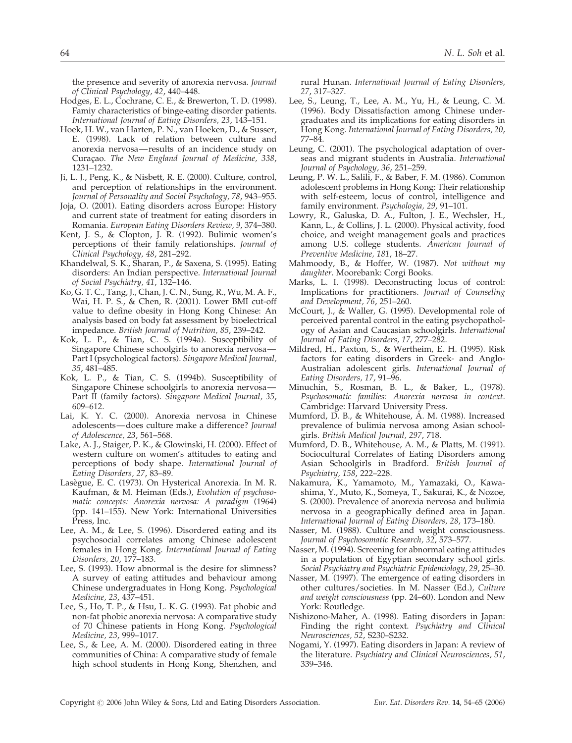the presence and severity of anorexia nervosa. *Journal of Clinical Psychology, 42*, 440–448.

Hodges, E. L., Cochrane, C. E., & Brewerton, T. D. (1998). Famiy characteristics of binge-eating disorder patients. *International Journal of Eating Disorders, 23*, 143–151.

Hoek, H. W., van Harten, P. N., van Hoeken, D., & Susser, E. (1998). Lack of relation between culture and anorexia nervosa—results of an incidence study on Curaçao. *The New England Journal of Medicine, 338*, 1231–1232.

Ji, L. J., Peng, K., & Nisbett, R. E. (2000). Culture, control, and perception of relationships in the environment. *Journal of Personality and Social Psychology, 78*, 943–955.

Joja, O. (2001). Eating disorders across Europe: History and current state of treatment for eating disorders in Romania. *European Eating Disorders Review, 9*, 374–380.

Kent, J. S., & Clopton, J. R. (1992). Bulimic women's perceptions of their family relationships. *Journal of Clinical Psychology, 48*, 281–292.

Khandelwal, S. K., Sharan, P., & Saxena, S. (1995). Eating disorders: An Indian perspective. *International Journal of Social Psychiatry, 41*, 132–146.

Ko, G. T. C., Tang, J., Chan, J. C. N., Sung, R., Wu, M. A. F., Wai, H. P. S., & Chen, R. (2001). Lower BMI cut-off value to define obesity in Hong Kong Chinese: An analysis based on body fat assessment by bioelectrical impedance. *British Journal of Nutrition, 85*, 239–242.

Kok, L. P., & Tian, C. S. (1994a). Susceptibility of Singapore Chinese schoolgirls to anorexia nervosa—Part I (psychological factors). *Singapore Medical Journal, 35*, 481–485.

Kok, L. P., & Tian, C. S. (1994b). Susceptibility of Singapore Chinese schoolgirls to anorexia nervosa—Part II (family factors). *Singapore Medical Journal, 35*, 609–612.

Lai, K. Y. C. (2000). Anorexia nervosa in Chinese adolescents—does culture make a difference? *Journal of Adolescence, 23*, 561–568.

Lake, A. J., Staiger, P. K., & Glowinski, H. (2000). Effect of western culture on women's attitudes to eating and perceptions of body shape. *International Journal of Eating Disorders, 27*, 83–89.

Lasègue, E. C. (1973). On Hysterical Anorexia. In M. R. Kaufman, & M. Heiman (Eds.), *Evolution of psychosomatic concepts: Anorexia nervosa: A paradigm* (1964) (pp. 141–155). New York: International Universities Press, Inc.

Lee, A. M., & Lee, S. (1996). Disordered eating and its psychosocial correlates among Chinese adolescent females in Hong Kong. *International Journal of Eating Disorders, 20*, 177–183.

Lee, S. (1993). How abnormal is the desire for slimness? A survey of eating attitudes and behaviour among Chinese undergraduates in Hong Kong. *Psychological Medicine, 23*, 437–451.

Lee, S., Ho, T. P., & Hsu, L. K. G. (1993). Fat phobic and non-fat phobic anorexia nervosa: A comparative study of 70 Chinese patients in Hong Kong. *Psychological Medicine, 23*, 999–1017.

Lee, S., & Lee, A. M. (2000). Disordered eating in three communities of China: A comparative study of female high school students in Hong Kong, Shenzhen, and rural Hunan. *International Journal of Eating Disorders, 27*, 317–327.

Lee, S., Leung, T., Lee, A. M., Yu, H., & Leung, C. M. (1996). Body Dissatisfaction among Chinese undergraduates and its implications for eating disorders in Hong Kong. *International Journal of Eating Disorders, 20*, 77–84.

Leung, C. (2001). The psychological adaptation of overseas and migrant students in Australia. *International Journal of Psychology, 36*, 251–259.

Leung, P. W. L., Salili, F., & Baber, F. M. (1986). Common adolescent problems in Hong Kong: Their relationship with self-esteem, locus of control, intelligence and family environment. *Psychologia, 29*, 91–101.

Lowry, R., Galuska, D. A., Fulton, J. E., Wechsler, H., Kann, L., & Collins, J. L. (2000). Physical activity, food choice, and weight management goals and practices among U.S. college students. *American Journal of Preventive Medicine, 181*, 18–27.

Mahmoody, B., & Hoffer, W. (1987). *Not without my daughter*. Moorebank: Corgi Books.

Marks, L. I. (1998). Deconstructing locus of control: Implications for practitioners. *Journal of Counseling and Development, 76*, 251–260.

McCourt, J., & Waller, G. (1995). Developmental role of perceived parental control in the eating psychopathology of Asian and Caucasian schoolgirls. *International Journal of Eating Disorders, 17*, 277–282.

Mildred, H., Paxton, S., & Wertheim, E. H. (1995). Risk factors for eating disorders in Greek- and Anglo-Australian adolescent girls. *International Journal of Eating Disorders, 17*, 91–96.

Minuchin, S., Rosman, B. L., & Baker, L., (1978). *Psychosomatic families: Anorexia nervosa in context*. Cambridge: Harvard University Press.

Mumford, D. B., & Whitehouse, A. M. (1988). Increased prevalence of bulimia nervosa among Asian schoolgirls. *British Medical Journal, 297*, 718.

Mumford, D. B., Whitehouse, A. M., & Platts, M. (1991). Sociocultural Correlates of Eating Disorders among Asian Schoolgirls in Bradford. *British Journal of Psychiatry, 158*, 222–228.

Nakamura, K., Yamamoto, M., Yamazaki, O., Kawashima, Y., Muto, K., Someya, T., Sakurai, K., & Nozoe, S. (2000). Prevalence of anorexia nervosa and bulimia nervosa in a geographically defined area in Japan. *International Journal of Eating Disorders, 28*, 173–180.

Nasser, M. (1988). Culture and weight consciousness. *Journal of Psychosomatic Research, 32*, 573–577.

Nasser, M. (1994). Screening for abnormal eating attitudes in a population of Egyptian secondary school girls. *Social Psychiatry and Psychiatric Epidemiology, 29*, 25–30.

Nasser, M. (1997). The emergence of eating disorders in other cultures/societies. In M. Nasser (Ed.), *Culture and weight consciousness* (pp. 24–60). London and New York: Routledge.

Nishizono-Maher, A. (1998). Eating disorders in Japan: Finding the right context. *Psychiatry and Clinical Neurosciences, 52*, S230–S232.

Nogami, Y. (1997). Eating disorders in Japan: A review of the literature. *Psychiatry and Clinical Neurosciences, 51*, 339–346.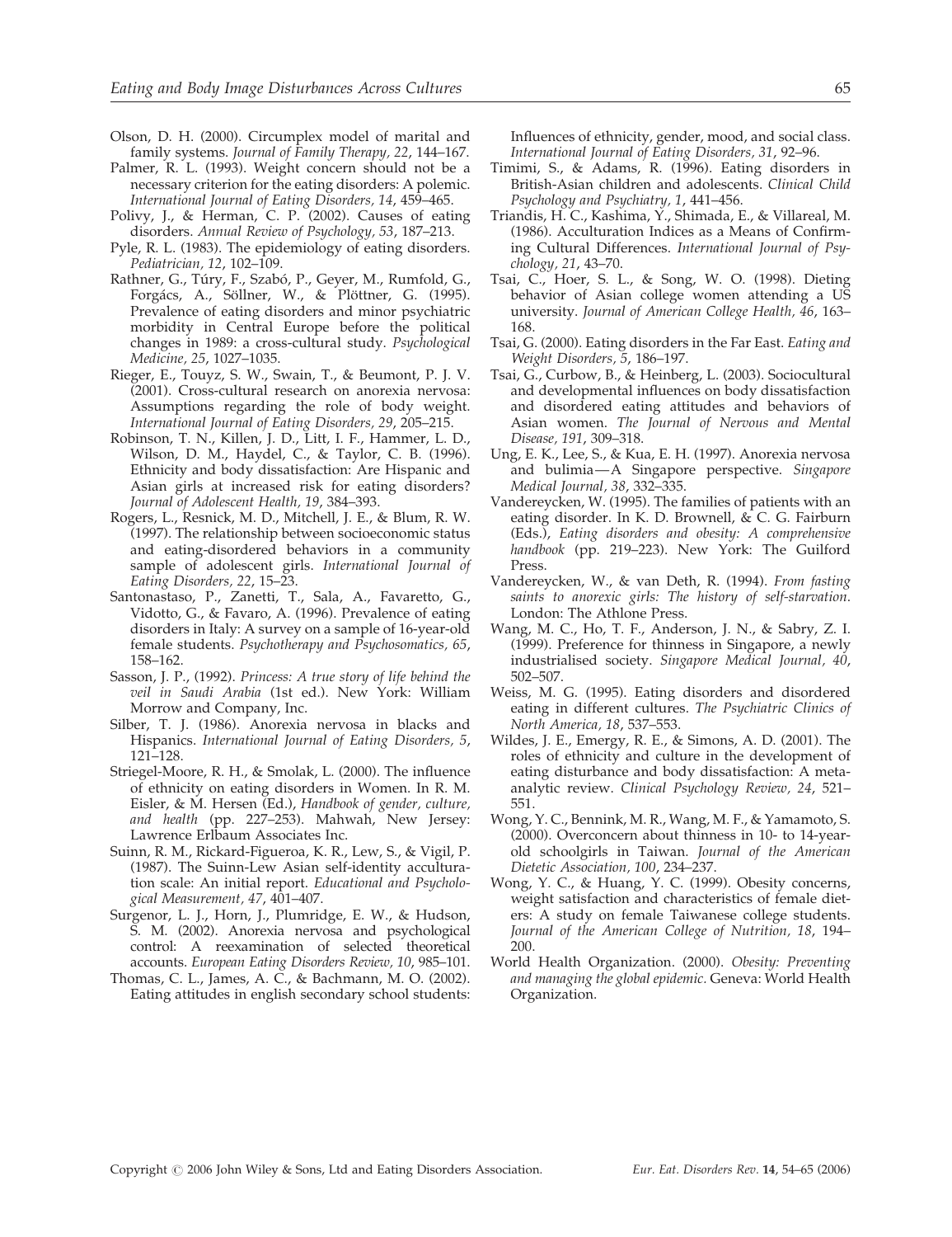Olson, D. H. (2000). Circumplex model of marital and family systems. *Journal of Family Therapy, 22*, 144–167.

Palmer, R. L. (1993). Weight concern should not be a necessary criterion for the eating disorders: A polemic. *International Journal of Eating Disorders, 14*, 459–465.

Polivy, J., & Herman, C. P. (2002). Causes of eating disorders. *Annual Review of Psychology, 53*, 187–213.

Pyle, R. L. (1983). The epidemiology of eating disorders. *Pediatrician, 12*, 102–109.

Rathner, G., Túry, F., Szabó, P., Geyer, M., Rumfold, G., Forgács, A., Söllner, W., & Plöttner, G. (1995). Prevalence of eating disorders and minor psychiatric morbidity in Central Europe before the political changes in 1989: a cross-cultural study. *Psychological Medicine, 25*, 1027–1035.

Rieger, E., Touyz, S. W., Swain, T., & Beumont, P. J. V. (2001). Cross-cultural research on anorexia nervosa: Assumptions regarding the role of body weight. *International Journal of Eating Disorders, 29*, 205–215.

Robinson, T. N., Killen, J. D., Litt, I. F., Hammer, L. D., Wilson, D. M., Haydel, C., & Taylor, C. B. (1996). Ethnicity and body dissatisfaction: Are Hispanic and Asian girls at increased risk for eating disorders? *Journal of Adolescent Health, 19*, 384–393.

Rogers, L., Resnick, M. D., Mitchell, J. E., & Blum, R. W. (1997). The relationship between socioeconomic status and eating-disordered behaviors in a community sample of adolescent girls. *International Journal of Eating Disorders, 22*, 15–23.

Santonastaso, P., Zanetti, T., Sala, A., Favaretto, G., Vidotto, G., & Favaro, A. (1996). Prevalence of eating disorders in Italy: A survey on a sample of 16-year-old female students. *Psychotherapy and Psychosomatics, 65*, 158–162.

Sasson, J. P., (1992). *Princess: A true story of life behind the veil in Saudi Arabia* (1st ed.). New York: William Morrow and Company, Inc.

Silber, T. J. (1986). Anorexia nervosa in blacks and Hispanics. *International Journal of Eating Disorders, 5*, 121–128.

Striegel-Moore, R. H., & Smolak, L. (2000). The influence of ethnicity on eating disorders in Women. In R. M. Eisler, & M. Hersen (Ed.), *Handbook of gender, culture, and health* (pp. 227–253). Mahwah, New Jersey: Lawrence Erlbaum Associates Inc.

Suinn, R. M., Rickard-Figueroa, K. R., Lew, S., & Vigil, P. (1987). The Suinn-Lew Asian self-identity acculturation scale: An initial report. *Educational and Psychological Measurement, 47*, 401–407.

Surgenor, L. J., Horn, J., Plumridge, E. W., & Hudson, S. M. (2002). Anorexia nervosa and psychological control: A reexamination of selected theoretical accounts. *European Eating Disorders Review, 10*, 985–101.

Thomas, C. L., James, A. C., & Bachmann, M. O. (2002). Eating attitudes in english secondary school students: Influences of ethnicity, gender, mood, and social class. *International Journal of Eating Disorders, 31*, 92–96.

Timimi, S., & Adams, R. (1996). Eating disorders in British-Asian children and adolescents. *Clinical Child Psychology and Psychiatry, 1*, 441–456.

Triandis, H. C., Kashima, Y., Shimada, E., & Villareal, M. (1986). Acculturation Indices as a Means of Confirming Cultural Differences. *International Journal of Psychology, 21*, 43–70.

Tsai, C., Hoer, S. L., & Song, W. O. (1998). Dieting behavior of Asian college women attending a US university. *Journal of American College Health, 46*, 163–168.

Tsai, G. (2000). Eating disorders in the Far East. *Eating and Weight Disorders, 5*, 186–197.

Tsai, G., Curbow, B., & Heinberg, L. (2003). Sociocultural and developmental influences on body dissatisfaction and disordered eating attitudes and behaviors of Asian women. *The Journal of Nervous and Mental Disease, 191*, 309–318.

Ung, E. K., Lee, S., & Kua, E. H. (1997). Anorexia nervosa and bulimia—A Singapore perspective. *Singapore Medical Journal, 38*, 332–335.

Vandereycken, W. (1995). The families of patients with an eating disorder. In K. D. Brownell, & C. G. Fairburn (Eds.), *Eating disorders and obesity: A comprehensive handbook* (pp. 219–223). New York: The Guilford Press.

Vandereycken, W., & van Deth, R. (1994). *From fasting saints to anorexic girls: The history of self-starvation*. London: The Athlone Press.

Wang, M. C., Ho, T. F., Anderson, J. N., & Sabry, Z. I. (1999). Preference for thinness in Singapore, a newly industrialised society. *Singapore Medical Journal, 40*, 502–507.

Weiss, M. G. (1995). Eating disorders and disordered eating in different cultures. *The Psychiatric Clinics of North America, 18*, 537–553.

Wildes, J. E., Emergy, R. E., & Simons, A. D. (2001). The roles of ethnicity and culture in the development of eating disturbance and body dissatisfaction: A meta-analytic review. *Clinical Psychology Review, 24*, 521–551.

Wong, Y. C., Bennink, M. R., Wang, M. F., & Yamamoto, S. (2000). Overconcern about thinness in 10- to 14-year-old schoolgirls in Taiwan. *Journal of the American Dietetic Association, 100*, 234–237.

Wong, Y. C., & Huang, Y. C. (1999). Obesity concerns, weight satisfaction and characteristics of female dieters: A study on female Taiwanese college students. *Journal of the American College of Nutrition, 18*, 194–200.

World Health Organization. (2000). *Obesity: Preventing and managing the global epidemic.* Geneva: World Health Organization.